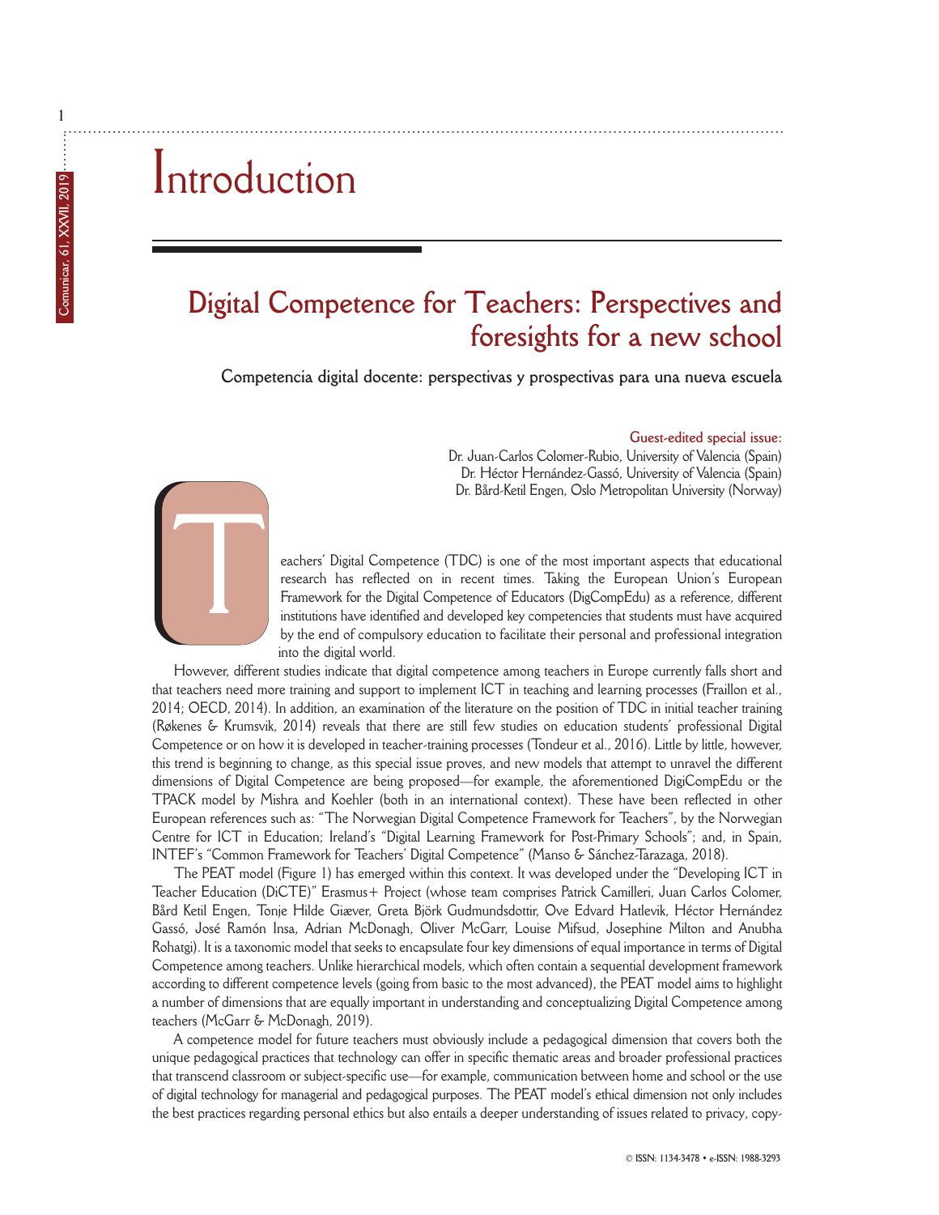# Introduction

## Digital Competence for Teachers: Perspectives and foresights for a new school

### Competencia digital docente: perspectivas y prospectivas para una nueva escuela

**Guest-edited special issue:**
Dr. Juan-Carlos Colomer-Rubio, University of Valencia (Spain)
Dr. Héctor Hernández-Gassó, University of Valencia (Spain)
Dr. Bård-Ketil Engen, Oslo Metropolitan University (Norway)

Teachers' Digital Competence (TDC) is one of the most important aspects that educational research has reflected on in recent times. Taking the European Union's European Framework for the Digital Competence of Educators (DigCompEdu) as a reference, different institutions have identified and developed key competencies that students must have acquired by the end of compulsory education to facilitate their personal and professional integration into the digital world.

However, different studies indicate that digital competence among teachers in Europe currently falls short and that teachers need more training and support to implement ICT in teaching and learning processes (Fraillon et al., 2014; OECD, 2014). In addition, an examination of the literature on the position of TDC in initial teacher training (Røkenes & Krumsvik, 2014) reveals that there are still few studies on education students' professional Digital Competence or on how it is developed in teacher-training processes (Tondeur et al., 2016). Little by little, however, this trend is beginning to change, as this special issue proves, and new models that attempt to unravel the different dimensions of Digital Competence are being proposed—for example, the aforementioned DigiCompEdu or the TPACK model by Mishra and Koehler (both in an international context). These have been reflected in other European references such as: "The Norwegian Digital Competence Framework for Teachers", by the Norwegian Centre for ICT in Education; Ireland's "Digital Learning Framework for Post-Primary Schools"; and, in Spain, INTEF's "Common Framework for Teachers' Digital Competence" (Manso & Sánchez-Tarazaga, 2018).

The PEAT model (Figure 1) has emerged within this context. It was developed under the "Developing ICT in Teacher Education (DiCTE)" Erasmus+ Project (whose team comprises Patrick Camilleri, Juan Carlos Colomer, Bård Ketil Engen, Tonje Hilde Giæver, Greta Björk Gudmundsdottir, Ove Edvard Hatlevik, Héctor Hernández Gassó, José Ramón Insa, Adrian McDonagh, Oliver McGarr, Louise Mifsud, Josephine Milton and Anubha Rohatgi). It is a taxonomic model that seeks to encapsulate four key dimensions of equal importance in terms of Digital Competence among teachers. Unlike hierarchical models, which often contain a sequential development framework according to different competence levels (going from basic to the most advanced), the PEAT model aims to highlight a number of dimensions that are equally important in understanding and conceptualizing Digital Competence among teachers (McGarr & McDonagh, 2019).

A competence model for future teachers must obviously include a pedagogical dimension that covers both the unique pedagogical practices that technology can offer in specific thematic areas and broader professional practices that transcend classroom or subject-specific use—for example, communication between home and school or the use of digital technology for managerial and pedagogical purposes. The PEAT model's ethical dimension not only includes the best practices regarding personal ethics but also entails a deeper understanding of issues related to privacy, copy-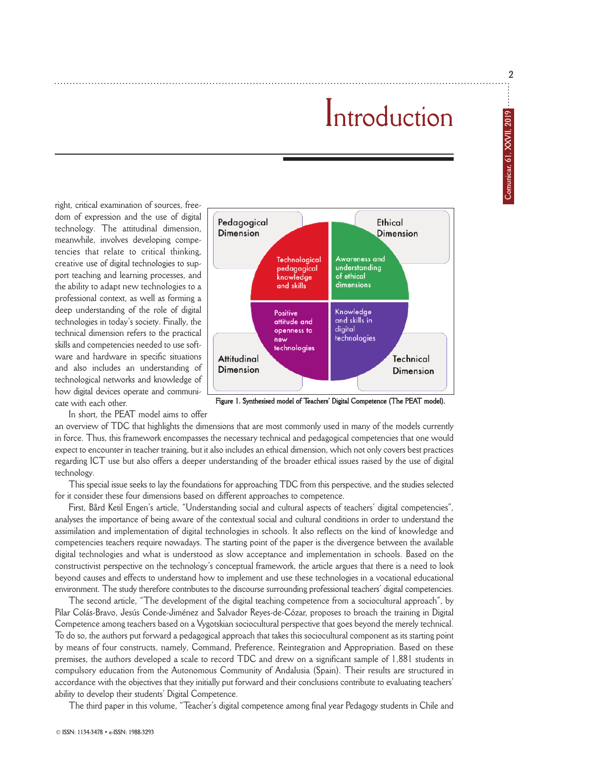# Introduction

right, critical examination of sources, freedom of expression and the use of digital technology. The attitudinal dimension, meanwhile, involves developing competencies that relate to critical thinking, creative use of digital technologies to support teaching and learning processes, and the ability to adapt new technologies to a professional context, as well as forming a deep understanding of the role of digital technologies in today's society. Finally, the technical dimension refers to the practical skills and competencies needed to use software and hardware in specific situations and also includes an understanding of technological networks and knowledge of how digital devices operate and communicate with each other.

Pedagogical Dimension — Technological pedagogical knowledge and skills

Ethical Dimension — Awareness and understanding of ethical dimensions

Attitudinal Dimension — Positive attitude and openness to new technologies

Technical Dimension — Knowledge and skills in digital technologies

Figure 1. Synthesised model of Teachers' Digital Competence (The PEAT model).

In short, the PEAT model aims to offer an overview of TDC that highlights the dimensions that are most commonly used in many of the models currently in force. Thus, this framework encompasses the necessary technical and pedagogical competencies that one would expect to encounter in teacher training, but it also includes an ethical dimension, which not only covers best practices regarding ICT use but also offers a deeper understanding of the broader ethical issues raised by the use of digital technology.

This special issue seeks to lay the foundations for approaching TDC from this perspective, and the studies selected for it consider these four dimensions based on different approaches to competence.

First, Bård Ketil Engen's article, "Understanding social and cultural aspects of teachers' digital competencies", analyses the importance of being aware of the contextual social and cultural conditions in order to understand the assimilation and implementation of digital technologies in schools. It also reflects on the kind of knowledge and competencies teachers require nowadays. The starting point of the paper is the divergence between the available digital technologies and what is understood as slow acceptance and implementation in schools. Based on the constructivist perspective on the technology's conceptual framework, the article argues that there is a need to look beyond causes and effects to understand how to implement and use these technologies in a vocational educational environment. The study therefore contributes to the discourse surrounding professional teachers' digital competencies.

The second article, "The development of the digital teaching competence from a sociocultural approach", by Pilar Colás-Bravo, Jesús Conde-Jiménez and Salvador Reyes-de-Cózar, proposes to broach the training in Digital Competence among teachers based on a Vygotskian sociocultural perspective that goes beyond the merely technical. To do so, the authors put forward a pedagogical approach that takes this sociocultural component as its starting point by means of four constructs, namely, Command, Preference, Reintegration and Appropriation. Based on these premises, the authors developed a scale to record TDC and drew on a significant sample of 1,881 students in compulsory education from the Autonomous Community of Andalusia (Spain). Their results are structured in accordance with the objectives that they initially put forward and their conclusions contribute to evaluating teachers' ability to develop their students' Digital Competence.

The third paper in this volume, "Teacher's digital competence among final year Pedagogy students in Chile and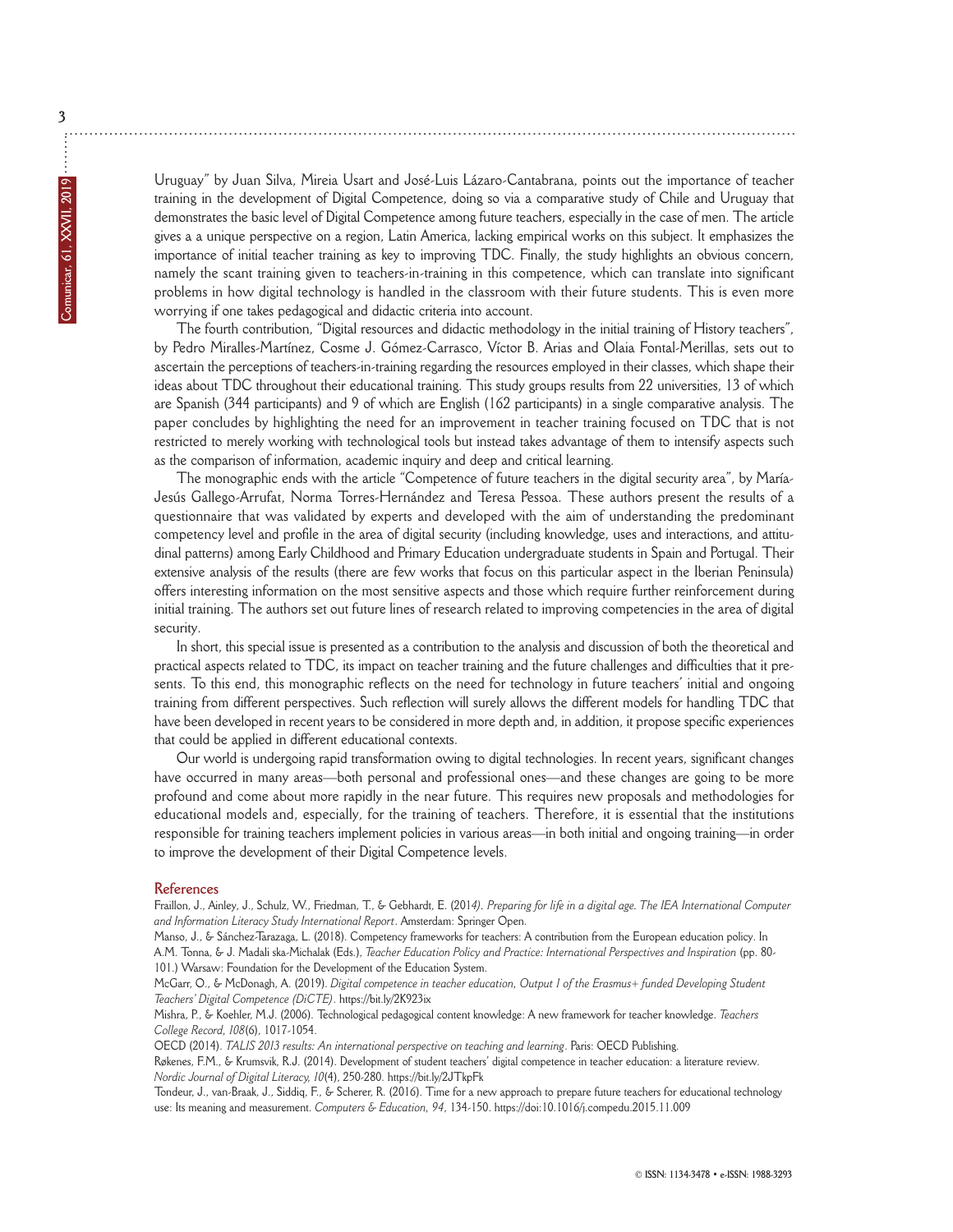Uruguay" by Juan Silva, Mireia Usart and José-Luis Lázaro-Cantabrana, points out the importance of teacher training in the development of Digital Competence, doing so via a comparative study of Chile and Uruguay that demonstrates the basic level of Digital Competence among future teachers, especially in the case of men. The article gives a a unique perspective on a region, Latin America, lacking empirical works on this subject. It emphasizes the importance of initial teacher training as key to improving TDC. Finally, the study highlights an obvious concern, namely the scant training given to teachers-in-training in this competence, which can translate into significant problems in how digital technology is handled in the classroom with their future students. This is even more worrying if one takes pedagogical and didactic criteria into account.

The fourth contribution, "Digital resources and didactic methodology in the initial training of History teachers", by Pedro Miralles-Martínez, Cosme J. Gómez-Carrasco, Víctor B. Arias and Olaia Fontal-Merillas, sets out to ascertain the perceptions of teachers-in-training regarding the resources employed in their classes, which shape their ideas about TDC throughout their educational training. This study groups results from 22 universities, 13 of which are Spanish (344 participants) and 9 of which are English (162 participants) in a single comparative analysis. The paper concludes by highlighting the need for an improvement in teacher training focused on TDC that is not restricted to merely working with technological tools but instead takes advantage of them to intensify aspects such as the comparison of information, academic inquiry and deep and critical learning.

The monographic ends with the article "Competence of future teachers in the digital security area", by María-Jesús Gallego-Arrufat, Norma Torres-Hernández and Teresa Pessoa. These authors present the results of a questionnaire that was validated by experts and developed with the aim of understanding the predominant competency level and profile in the area of digital security (including knowledge, uses and interactions, and attitudinal patterns) among Early Childhood and Primary Education undergraduate students in Spain and Portugal. Their extensive analysis of the results (there are few works that focus on this particular aspect in the Iberian Peninsula) offers interesting information on the most sensitive aspects and those which require further reinforcement during initial training. The authors set out future lines of research related to improving competencies in the area of digital security.

In short, this special issue is presented as a contribution to the analysis and discussion of both the theoretical and practical aspects related to TDC, its impact on teacher training and the future challenges and difficulties that it presents. To this end, this monographic reflects on the need for technology in future teachers' initial and ongoing training from different perspectives. Such reflection will surely allows the different models for handling TDC that have been developed in recent years to be considered in more depth and, in addition, it propose specific experiences that could be applied in different educational contexts.

Our world is undergoing rapid transformation owing to digital technologies. In recent years, significant changes have occurred in many areas—both personal and professional ones—and these changes are going to be more profound and come about more rapidly in the near future. This requires new proposals and methodologies for educational models and, especially, for the training of teachers. Therefore, it is essential that the institutions responsible for training teachers implement policies in various areas—in both initial and ongoing training—in order to improve the development of their Digital Competence levels.

## References

Fraillon, J., Ainley, J., Schulz, W., Friedman, T., & Gebhardt, E. (2014). *Preparing for life in a digital age. The IEA International Computer and Information Literacy Study International Report*. Amsterdam: Springer Open.

Manso, J., & Sánchez-Tarazaga, L. (2018). Competency frameworks for teachers: A contribution from the European education policy. In A.M. Tonna, & J. Madali ska-Michalak (Eds.), *Teacher Education Policy and Practice: International Perspectives and Inspiration* (pp. 80-101.) Warsaw: Foundation for the Development of the Education System.

McGarr, O., & McDonagh, A. (2019). *Digital competence in teacher education, Output 1 of the Erasmus+ funded Developing Student Teachers' Digital Competence (DiCTE)*. https://bit.ly/2K923ix

Mishra, P., & Koehler, M.J. (2006). Technological pedagogical content knowledge: A new framework for teacher knowledge. *Teachers College Record*, *108*(6), 1017-1054.

OECD (2014). *TALIS 2013 results: An international perspective on teaching and learning*. Paris: OECD Publishing.

Røkenes, F.M., & Krumsvik, R.J. (2014). Development of student teachers' digital competence in teacher education: a literature review. *Nordic Journal of Digital Literacy, 10*(4), 250-280. https://bit.ly/2JTkpFk

Tondeur, J., van-Braak, J., Siddiq, F., & Scherer, R. (2016). Time for a new approach to prepare future teachers for educational technology use: Its meaning and measurement. *Computers & Education*, *94*, 134-150. https://doi:10.1016/j.compedu.2015.11.009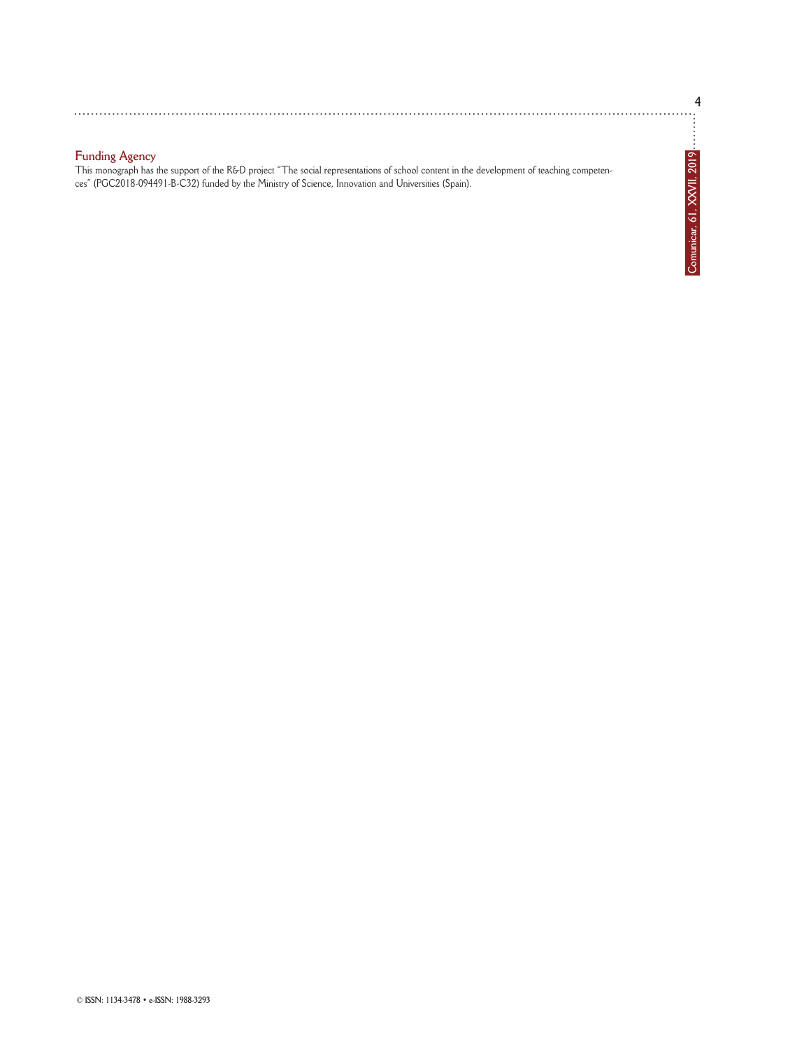## Funding Agency

This monograph has the support of the R&D project "The social representations of school content in the development of teaching competences" (PGC2018-094491-B-C32) funded by the Ministry of Science, Innovation and Universities (Spain).